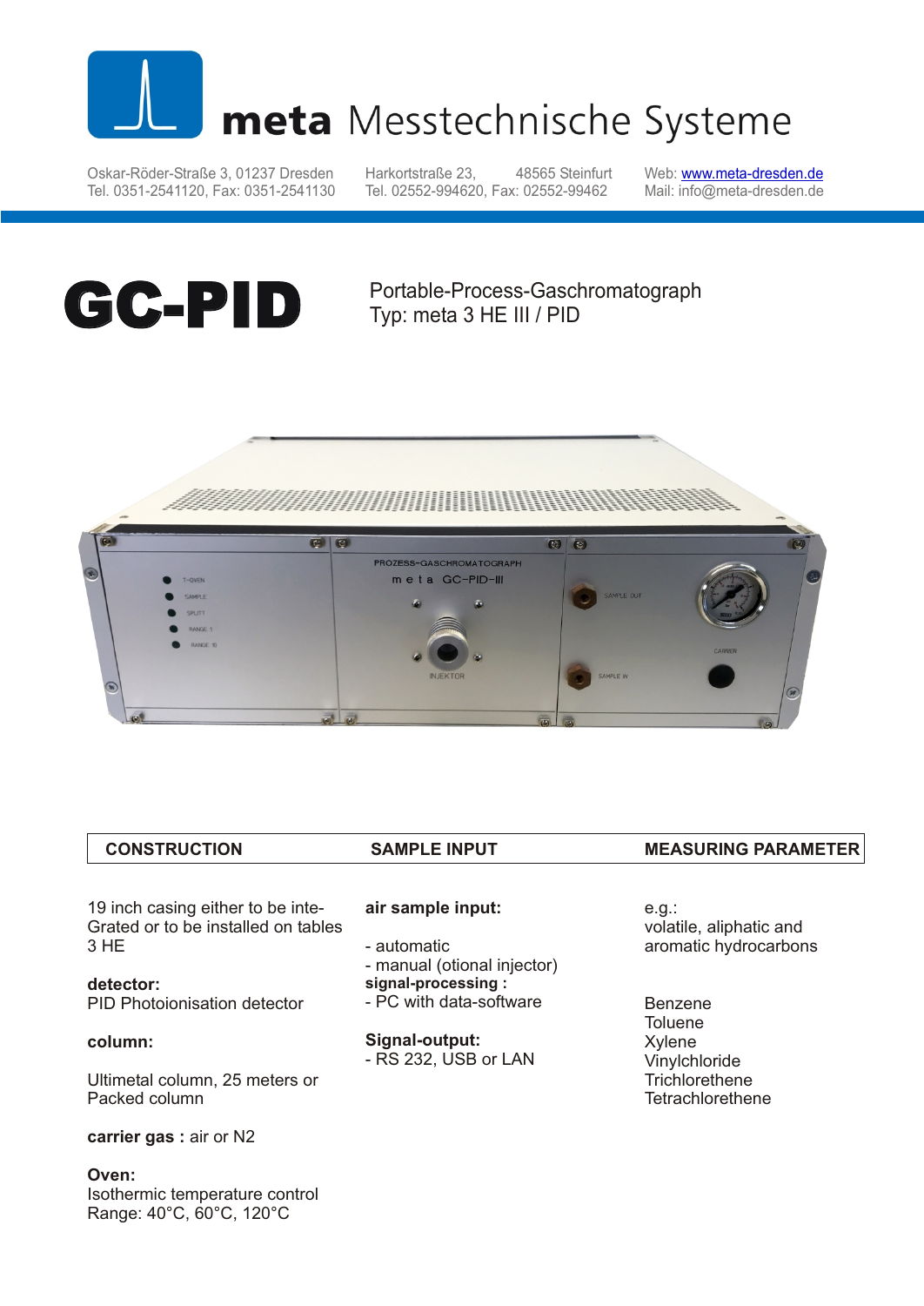# meta Messtechnische Systeme

Oskar-Röder-Straße 3, 01237 Dresden
Tel. 0351-2541120, Fax: 0351-2541130

Harkortstraße 23, 48565 Steinfurt
Tel. 02552-994620, Fax: 02552-99462

Web: www.meta-dresden.de
Mail: info@meta-dresden.de

# GC-PID

Portable-Process-Gaschromatograph
Typ: meta 3 HE III / PID

## CONSTRUCTION

19 inch casing either to be inte-
Grated or to be installed on tables
3 HE

**detector:**
PID Photoionisation detector

**column:**

Ultimetal column, 25 meters or
Packed column

**carrier gas :** air or N2

**Oven:**
Isothermic temperature control
Range: 40°C, 60°C, 120°C

## SAMPLE INPUT

**air sample input:**

- automatic
- manual (otional injector)

**signal-processing :**
- PC with data-software

**Signal-output:**
- RS 232, USB or LAN

## MEASURING PARAMETER

e.g.:
volatile, aliphatic and
aromatic hydrocarbons

Benzene
Toluene
Xylene
Vinylchloride
Trichlorethene
Tetrachlorethene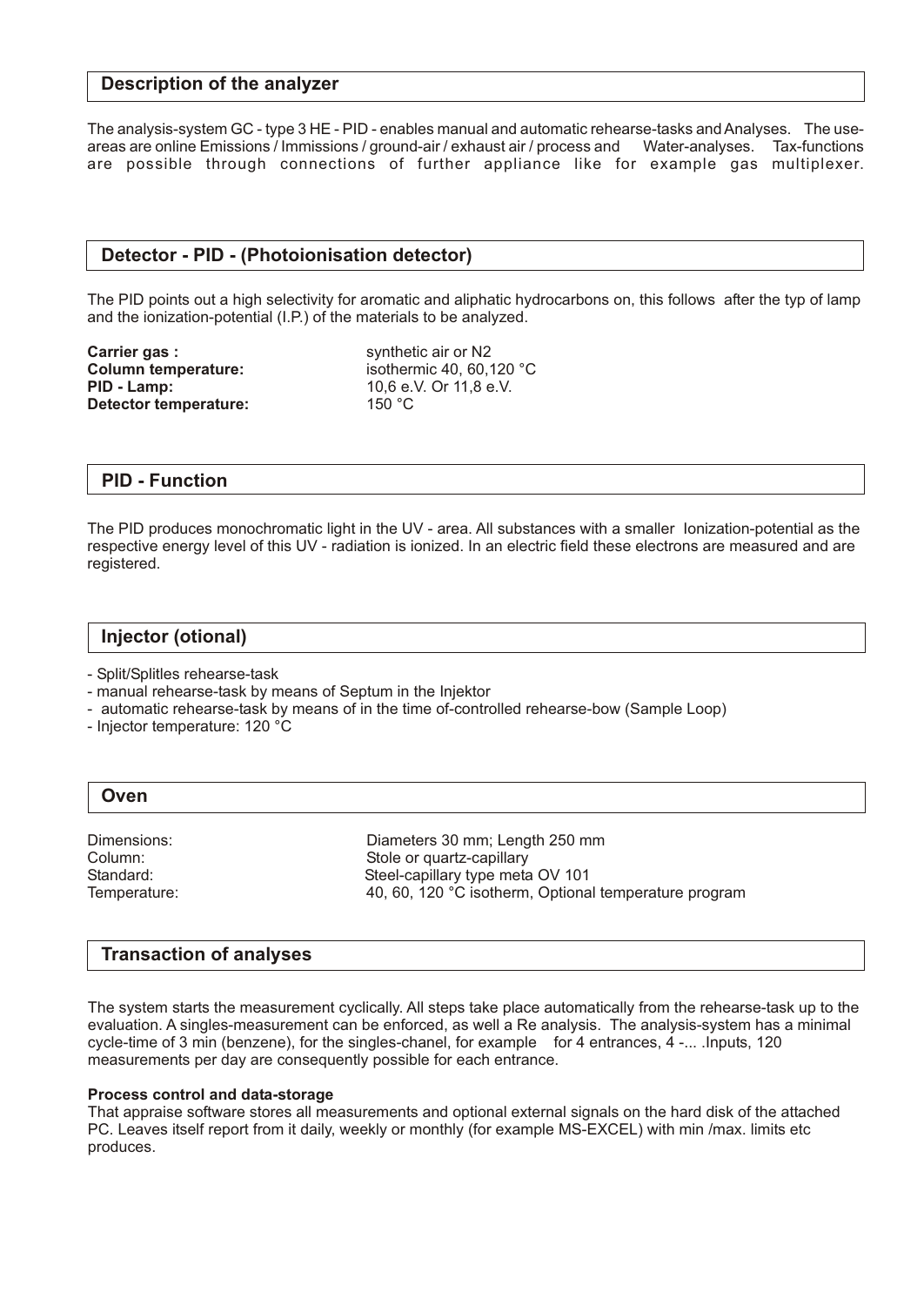## Description of the analyzer

The analysis-system GC - type 3 HE - PID - enables manual and automatic rehearse-tasks and Analyses. The use-areas are online Emissions / Immissions / ground-air / exhaust air / process and Water-analyses. Tax-functions are possible through connections of further appliance like for example gas multiplexer.

## Detector - PID - (Photoionisation detector)

The PID points out a high selectivity for aromatic and aliphatic hydrocarbons on, this follows after the typ of lamp and the ionization-potential (I.P.) of the materials to be analyzed.

| | |
|---|---|
| **Carrier gas :** | synthetic air or N2 |
| **Column temperature:** | isothermic 40, 60,120 °C |
| **PID - Lamp:** | 10,6 e.V. Or 11,8 e.V. |
| **Detector temperature:** | 150 °C |

## PID - Function

The PID produces monochromatic light in the UV - area. All substances with a smaller Ionization-potential as the respective energy level of this UV - radiation is ionized. In an electric field these electrons are measured and are registered.

## Injector (otional)

- Split/Splitles rehearse-task
- manual rehearse-task by means of Septum in the Injektor
- automatic rehearse-task by means of in the time of-controlled rehearse-bow (Sample Loop)
- Injector temperature: 120 °C

## Oven

| | |
|---|---|
| Dimensions: | Diameters 30 mm; Length 250 mm |
| Column: | Stole or quartz-capillary |
| Standard: | Steel-capillary type meta OV 101 |
| Temperature: | 40, 60, 120 °C isotherm, Optional temperature program |

## Transaction of analyses

The system starts the measurement cyclically. All steps take place automatically from the rehearse-task up to the evaluation. A singles-measurement can be enforced, as well a Re analysis. The analysis-system has a minimal cycle-time of 3 min (benzene), for the singles-chanel, for example for 4 entrances, 4 -... .Inputs, 120 measurements per day are consequently possible for each entrance.

**Process control and data-storage**

That appraise software stores all measurements and optional external signals on the hard disk of the attached PC. Leaves itself report from it daily, weekly or monthly (for example MS-EXCEL) with min /max. limits etc produces.